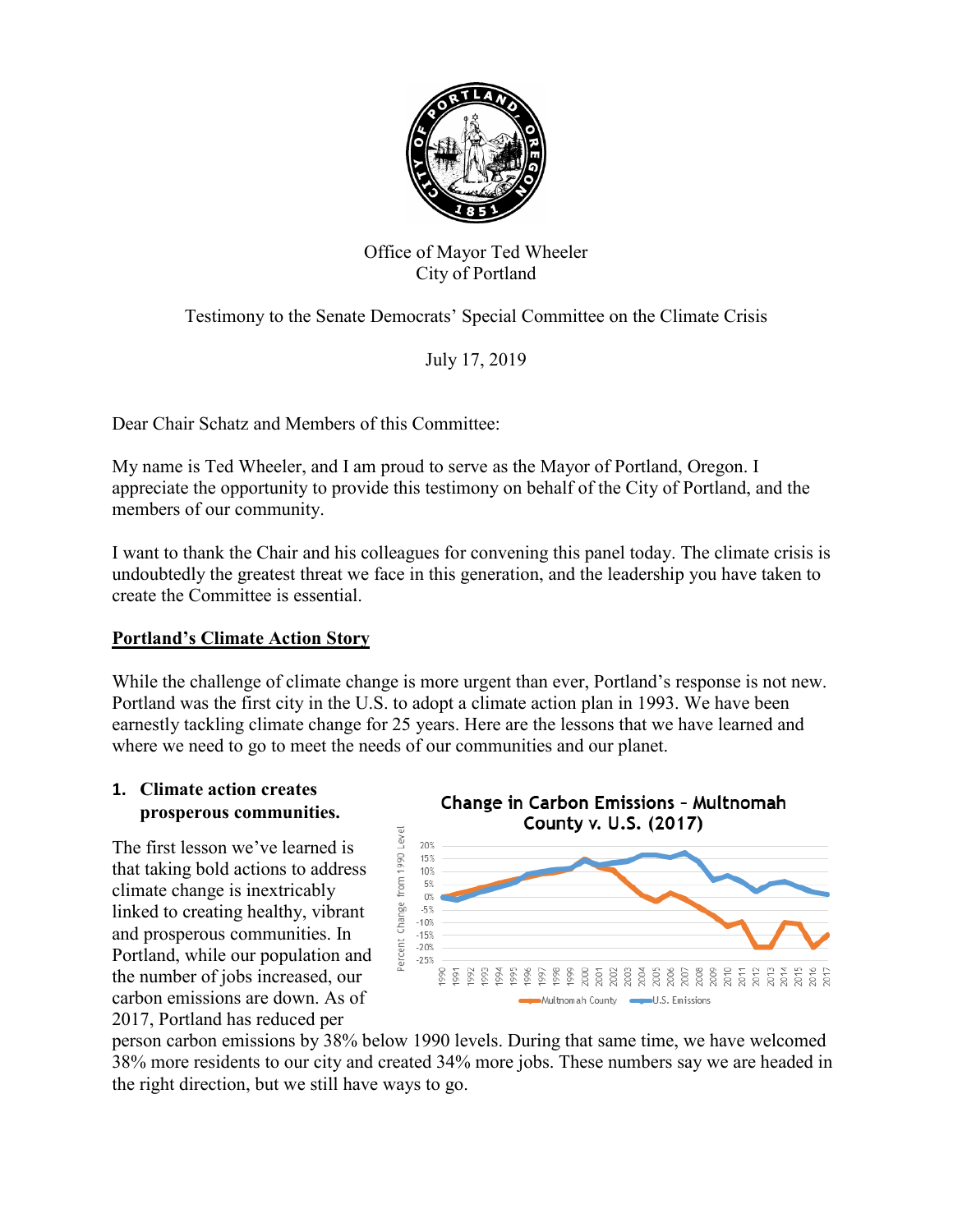Office of Mayor Ted Wheeler
City of Portland

Testimony to the Senate Democrats' Special Committee on the Climate Crisis

July 17, 2019

Dear Chair Schatz and Members of this Committee:

My name is Ted Wheeler, and I am proud to serve as the Mayor of Portland, Oregon. I appreciate the opportunity to provide this testimony on behalf of the City of Portland, and the members of our community.

I want to thank the Chair and his colleagues for convening this panel today. The climate crisis is undoubtedly the greatest threat we face in this generation, and the leadership you have taken to create the Committee is essential.

## Portland's Climate Action Story

While the challenge of climate change is more urgent than ever, Portland's response is not new. Portland was the first city in the U.S. to adopt a climate action plan in 1993. We have been earnestly tackling climate change for 25 years. Here are the lessons that we have learned and where we need to go to meet the needs of our communities and our planet.

### 1. Climate action creates prosperous communities.

The first lesson we've learned is that taking bold actions to address climate change is inextricably linked to creating healthy, vibrant and prosperous communities. In Portland, while our population and the number of jobs increased, our carbon emissions are down. As of 2017, Portland has reduced per person carbon emissions by 38% below 1990 levels. During that same time, we have welcomed 38% more residents to our city and created 34% more jobs. These numbers say we are headed in the right direction, but we still have ways to go.

**Change in Carbon Emissions – Multnomah County v. U.S. (2017)**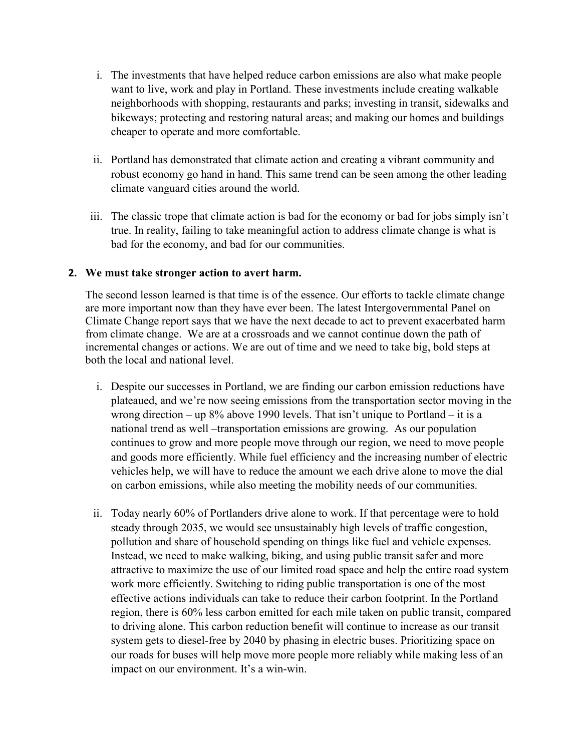i. The investments that have helped reduce carbon emissions are also what make people want to live, work and play in Portland. These investments include creating walkable neighborhoods with shopping, restaurants and parks; investing in transit, sidewalks and bikeways; protecting and restoring natural areas; and making our homes and buildings cheaper to operate and more comfortable.

ii. Portland has demonstrated that climate action and creating a vibrant community and robust economy go hand in hand. This same trend can be seen among the other leading climate vanguard cities around the world.

iii. The classic trope that climate action is bad for the economy or bad for jobs simply isn't true. In reality, failing to take meaningful action to address climate change is what is bad for the economy, and bad for our communities.

**2. We must take stronger action to avert harm.**

The second lesson learned is that time is of the essence. Our efforts to tackle climate change are more important now than they have ever been. The latest Intergovernmental Panel on Climate Change report says that we have the next decade to act to prevent exacerbated harm from climate change. We are at a crossroads and we cannot continue down the path of incremental changes or actions. We are out of time and we need to take big, bold steps at both the local and national level.

i. Despite our successes in Portland, we are finding our carbon emission reductions have plateaued, and we're now seeing emissions from the transportation sector moving in the wrong direction – up 8% above 1990 levels. That isn't unique to Portland – it is a national trend as well –transportation emissions are growing. As our population continues to grow and more people move through our region, we need to move people and goods more efficiently. While fuel efficiency and the increasing number of electric vehicles help, we will have to reduce the amount we each drive alone to move the dial on carbon emissions, while also meeting the mobility needs of our communities.

ii. Today nearly 60% of Portlanders drive alone to work. If that percentage were to hold steady through 2035, we would see unsustainably high levels of traffic congestion, pollution and share of household spending on things like fuel and vehicle expenses. Instead, we need to make walking, biking, and using public transit safer and more attractive to maximize the use of our limited road space and help the entire road system work more efficiently. Switching to riding public transportation is one of the most effective actions individuals can take to reduce their carbon footprint. In the Portland region, there is 60% less carbon emitted for each mile taken on public transit, compared to driving alone. This carbon reduction benefit will continue to increase as our transit system gets to diesel-free by 2040 by phasing in electric buses. Prioritizing space on our roads for buses will help move more people more reliably while making less of an impact on our environment. It's a win-win.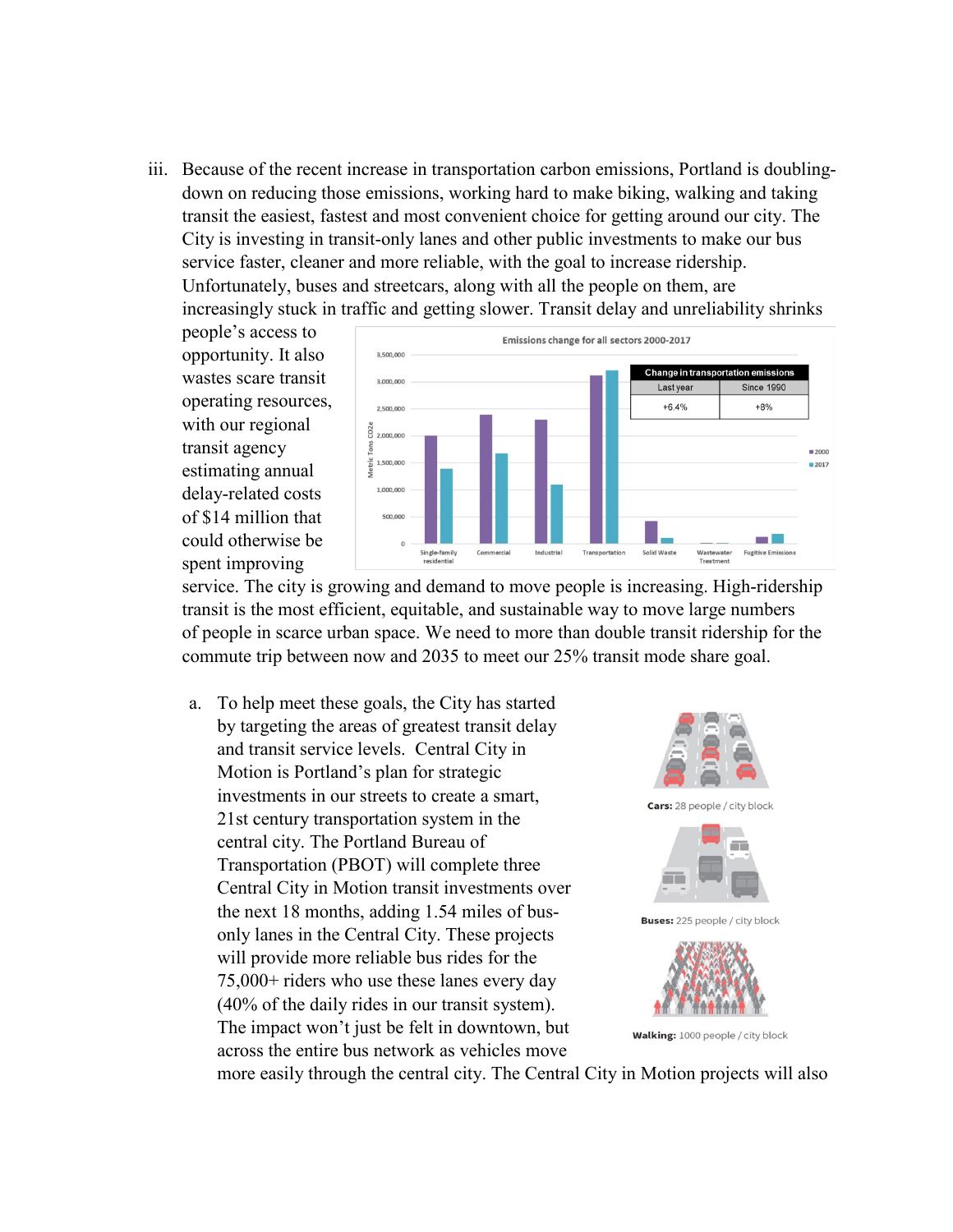iii. Because of the recent increase in transportation carbon emissions, Portland is doubling-down on reducing those emissions, working hard to make biking, walking and taking transit the easiest, fastest and most convenient choice for getting around our city. The City is investing in transit-only lanes and other public investments to make our bus service faster, cleaner and more reliable, with the goal to increase ridership. Unfortunately, buses and streetcars, along with all the people on them, are increasingly stuck in traffic and getting slower. Transit delay and unreliability shrinks people's access to opportunity. It also wastes scare transit operating resources, with our regional transit agency estimating annual delay-related costs of $14 million that could otherwise be spent improving service. The city is growing and demand to move people is increasing. High-ridership transit is the most efficient, equitable, and sustainable way to move large numbers of people in scarce urban space. We need to more than double transit ridership for the commute trip between now and 2035 to meet our 25% transit mode share goal.

a. To help meet these goals, the City has started by targeting the areas of greatest transit delay and transit service levels. Central City in Motion is Portland's plan for strategic investments in our streets to create a smart, 21st century transportation system in the central city. The Portland Bureau of Transportation (PBOT) will complete three Central City in Motion transit investments over the next 18 months, adding 1.54 miles of bus-only lanes in the Central City. These projects will provide more reliable bus rides for the 75,000+ riders who use these lanes every day (40% of the daily rides in our transit system). The impact won't just be felt in downtown, but across the entire bus network as vehicles move more easily through the central city. The Central City in Motion projects will also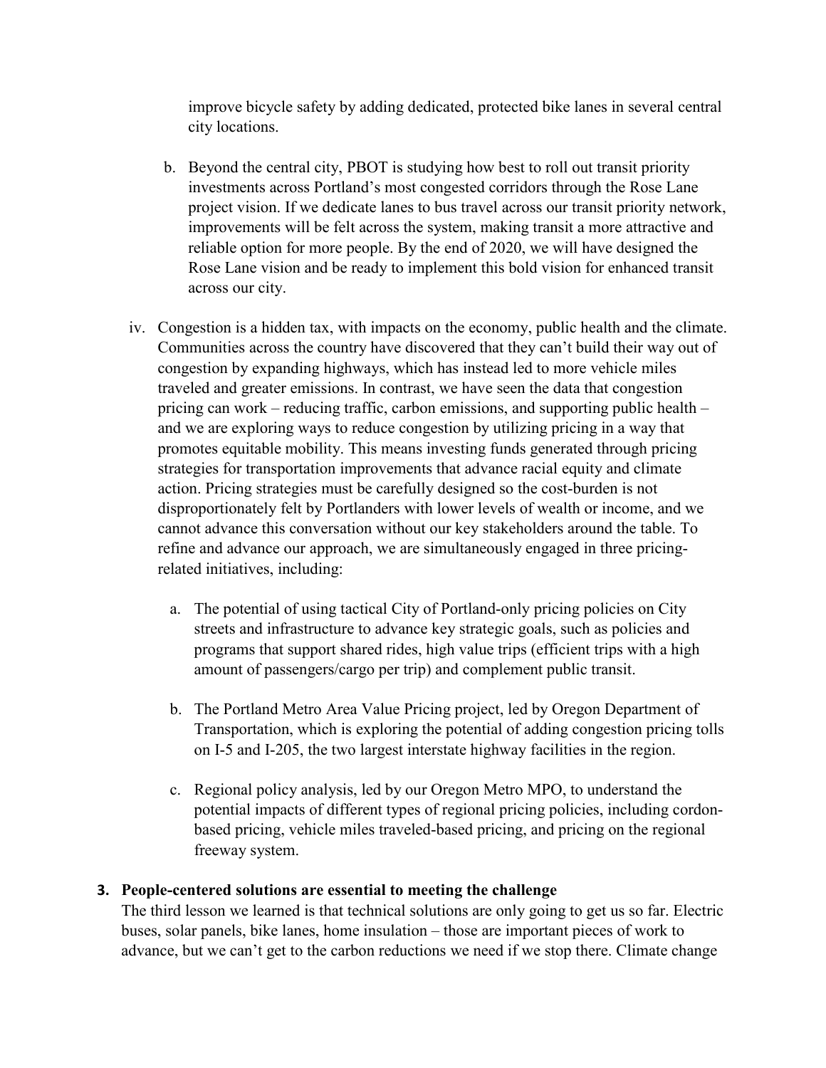improve bicycle safety by adding dedicated, protected bike lanes in several central city locations.

b. Beyond the central city, PBOT is studying how best to roll out transit priority investments across Portland's most congested corridors through the Rose Lane project vision. If we dedicate lanes to bus travel across our transit priority network, improvements will be felt across the system, making transit a more attractive and reliable option for more people. By the end of 2020, we will have designed the Rose Lane vision and be ready to implement this bold vision for enhanced transit across our city.

iv. Congestion is a hidden tax, with impacts on the economy, public health and the climate. Communities across the country have discovered that they can't build their way out of congestion by expanding highways, which has instead led to more vehicle miles traveled and greater emissions. In contrast, we have seen the data that congestion pricing can work – reducing traffic, carbon emissions, and supporting public health – and we are exploring ways to reduce congestion by utilizing pricing in a way that promotes equitable mobility. This means investing funds generated through pricing strategies for transportation improvements that advance racial equity and climate action. Pricing strategies must be carefully designed so the cost-burden is not disproportionately felt by Portlanders with lower levels of wealth or income, and we cannot advance this conversation without our key stakeholders around the table. To refine and advance our approach, we are simultaneously engaged in three pricing-related initiatives, including:

a. The potential of using tactical City of Portland-only pricing policies on City streets and infrastructure to advance key strategic goals, such as policies and programs that support shared rides, high value trips (efficient trips with a high amount of passengers/cargo per trip) and complement public transit.

b. The Portland Metro Area Value Pricing project, led by Oregon Department of Transportation, which is exploring the potential of adding congestion pricing tolls on I-5 and I-205, the two largest interstate highway facilities in the region.

c. Regional policy analysis, led by our Oregon Metro MPO, to understand the potential impacts of different types of regional pricing policies, including cordon-based pricing, vehicle miles traveled-based pricing, and pricing on the regional freeway system.

**3. People-centered solutions are essential to meeting the challenge**

The third lesson we learned is that technical solutions are only going to get us so far. Electric buses, solar panels, bike lanes, home insulation – those are important pieces of work to advance, but we can't get to the carbon reductions we need if we stop there. Climate change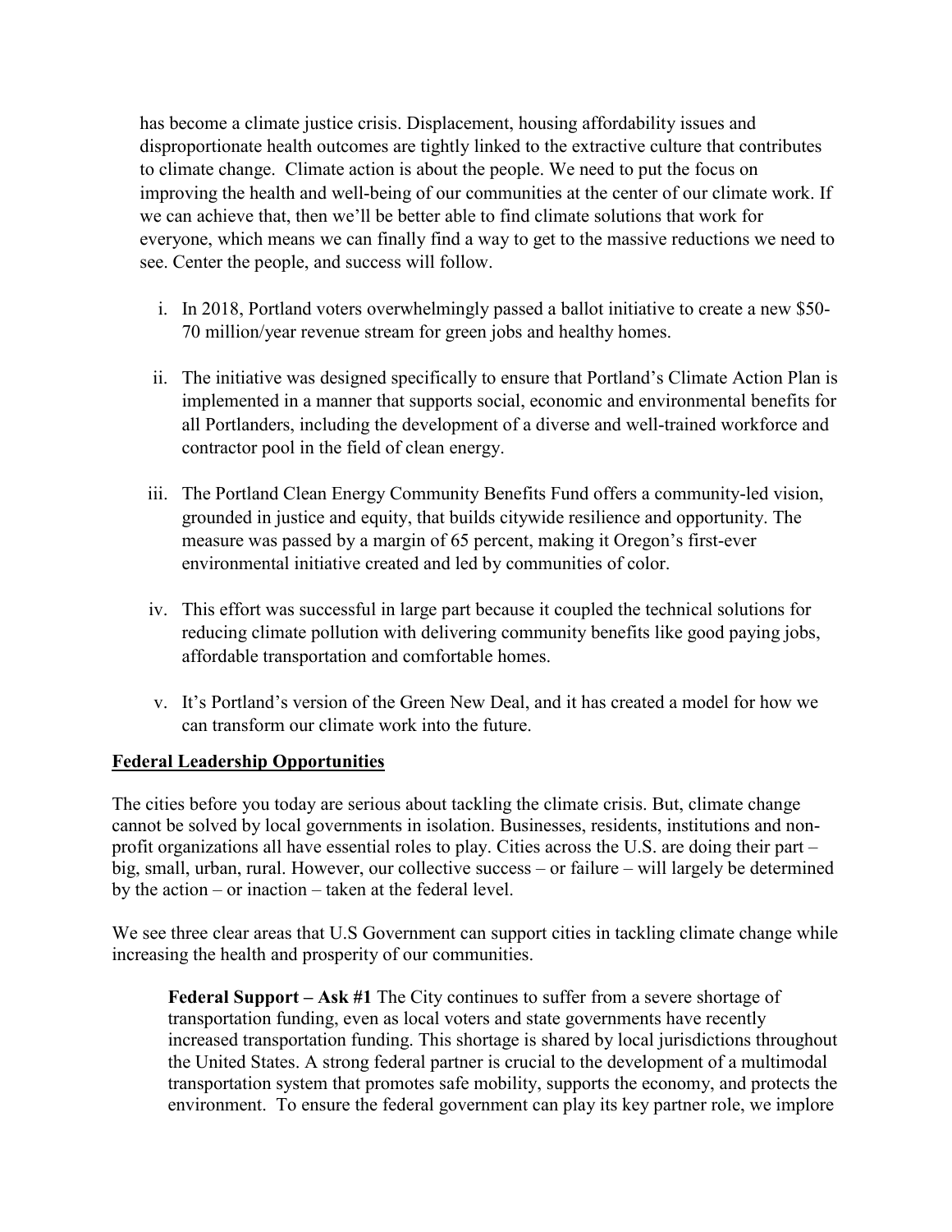has become a climate justice crisis. Displacement, housing affordability issues and disproportionate health outcomes are tightly linked to the extractive culture that contributes to climate change. Climate action is about the people. We need to put the focus on improving the health and well-being of our communities at the center of our climate work. If we can achieve that, then we'll be better able to find climate solutions that work for everyone, which means we can finally find a way to get to the massive reductions we need to see. Center the people, and success will follow.

i. In 2018, Portland voters overwhelmingly passed a ballot initiative to create a new $50-70 million/year revenue stream for green jobs and healthy homes.

ii. The initiative was designed specifically to ensure that Portland's Climate Action Plan is implemented in a manner that supports social, economic and environmental benefits for all Portlanders, including the development of a diverse and well-trained workforce and contractor pool in the field of clean energy.

iii. The Portland Clean Energy Community Benefits Fund offers a community-led vision, grounded in justice and equity, that builds citywide resilience and opportunity. The measure was passed by a margin of 65 percent, making it Oregon's first-ever environmental initiative created and led by communities of color.

iv. This effort was successful in large part because it coupled the technical solutions for reducing climate pollution with delivering community benefits like good paying jobs, affordable transportation and comfortable homes.

v. It's Portland's version of the Green New Deal, and it has created a model for how we can transform our climate work into the future.

## Federal Leadership Opportunities

The cities before you today are serious about tackling the climate crisis. But, climate change cannot be solved by local governments in isolation. Businesses, residents, institutions and non-profit organizations all have essential roles to play. Cities across the U.S. are doing their part – big, small, urban, rural. However, our collective success – or failure – will largely be determined by the action – or inaction – taken at the federal level.

We see three clear areas that U.S Government can support cities in tackling climate change while increasing the health and prosperity of our communities.

**Federal Support – Ask #1** The City continues to suffer from a severe shortage of transportation funding, even as local voters and state governments have recently increased transportation funding. This shortage is shared by local jurisdictions throughout the United States. A strong federal partner is crucial to the development of a multimodal transportation system that promotes safe mobility, supports the economy, and protects the environment. To ensure the federal government can play its key partner role, we implore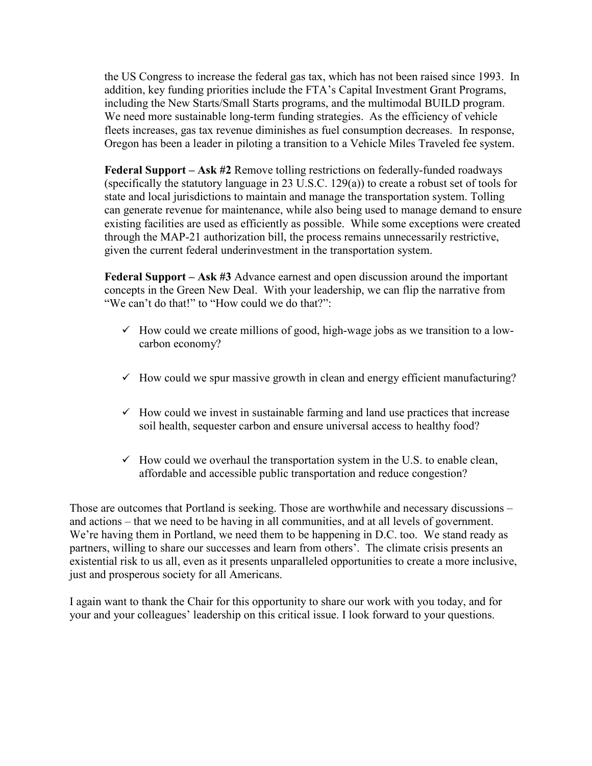the US Congress to increase the federal gas tax, which has not been raised since 1993. In addition, key funding priorities include the FTA's Capital Investment Grant Programs, including the New Starts/Small Starts programs, and the multimodal BUILD program. We need more sustainable long-term funding strategies. As the efficiency of vehicle fleets increases, gas tax revenue diminishes as fuel consumption decreases. In response, Oregon has been a leader in piloting a transition to a Vehicle Miles Traveled fee system.

**Federal Support – Ask #2** Remove tolling restrictions on federally-funded roadways (specifically the statutory language in 23 U.S.C. 129(a)) to create a robust set of tools for state and local jurisdictions to maintain and manage the transportation system. Tolling can generate revenue for maintenance, while also being used to manage demand to ensure existing facilities are used as efficiently as possible. While some exceptions were created through the MAP-21 authorization bill, the process remains unnecessarily restrictive, given the current federal underinvestment in the transportation system.

**Federal Support – Ask #3** Advance earnest and open discussion around the important concepts in the Green New Deal. With your leadership, we can flip the narrative from "We can't do that!" to "How could we do that?":

- ✓ How could we create millions of good, high-wage jobs as we transition to a low-carbon economy?
- ✓ How could we spur massive growth in clean and energy efficient manufacturing?
- ✓ How could we invest in sustainable farming and land use practices that increase soil health, sequester carbon and ensure universal access to healthy food?
- ✓ How could we overhaul the transportation system in the U.S. to enable clean, affordable and accessible public transportation and reduce congestion?

Those are outcomes that Portland is seeking. Those are worthwhile and necessary discussions – and actions – that we need to be having in all communities, and at all levels of government. We're having them in Portland, we need them to be happening in D.C. too. We stand ready as partners, willing to share our successes and learn from others'. The climate crisis presents an existential risk to us all, even as it presents unparalleled opportunities to create a more inclusive, just and prosperous society for all Americans.

I again want to thank the Chair for this opportunity to share our work with you today, and for your and your colleagues' leadership on this critical issue. I look forward to your questions.